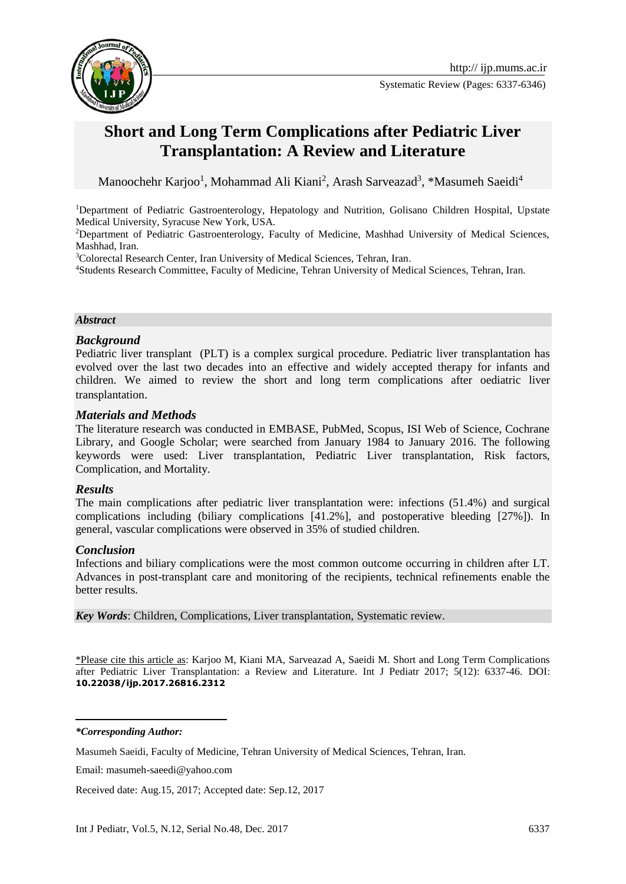Systematic Review (Pages: 6337-6346)

# Short and Long Term Complications after Pediatric Liver Transplantation: A Review and Literature

Manoochehr Karjoo[1], Mohammad Ali Kiani[2], Arash Sarveazad[3], *Masumeh Saeidi[4]

[1]Department of Pediatric Gastroenterology, Hepatology and Nutrition, Golisano Children Hospital, Upstate Medical University, Syracuse New York, USA.

[2]Department of Pediatric Gastroenterology, Faculty of Medicine, Mashhad University of Medical Sciences, Mashhad, Iran.

[3]Colorectal Research Center, Iran University of Medical Sciences, Tehran, Iran.

[4]Students Research Committee, Faculty of Medicine, Tehran University of Medical Sciences, Tehran, Iran.

### *Abstract*

### *Background*

Pediatric liver transplant (PLT) is a complex surgical procedure. Pediatric liver transplantation has evolved over the last two decades into an effective and widely accepted therapy for infants and children. We aimed to review the short and long term complications after oediatric liver transplantation.

### *Materials and Methods*

The literature research was conducted in EMBASE, PubMed, Scopus, ISI Web of Science, Cochrane Library, and Google Scholar; were searched from January 1984 to January 2016. The following keywords were used: Liver transplantation, Pediatric Liver transplantation, Risk factors, Complication, and Mortality.

### *Results*

The main complications after pediatric liver transplantation were: infections (51.4%) and surgical complications including (biliary complications [41.2%], and postoperative bleeding [27%]). In general, vascular complications were observed in 35% of studied children.

### *Conclusion*

Infections and biliary complications were the most common outcome occurring in children after LT. Advances in post-transplant care and monitoring of the recipients, technical refinements enable the better results.

*Key Words*: Children, Complications, Liver transplantation, Systematic review.

\*Please cite this article as: Karjoo M, Kiani MA, Sarveazad A, Saeidi M. Short and Long Term Complications after Pediatric Liver Transplantation: a Review and Literature. Int J Pediatr 2017; 5(12): 6337-46. DOI: **10.22038/ijp.2017.26816.2312**

***Corresponding Author:***

Masumeh Saeidi, Faculty of Medicine, Tehran University of Medical Sciences, Tehran, Iran.

Email: masumeh-saeedi@yahoo.com

Received date: Aug.15, 2017; Accepted date: Sep.12, 2017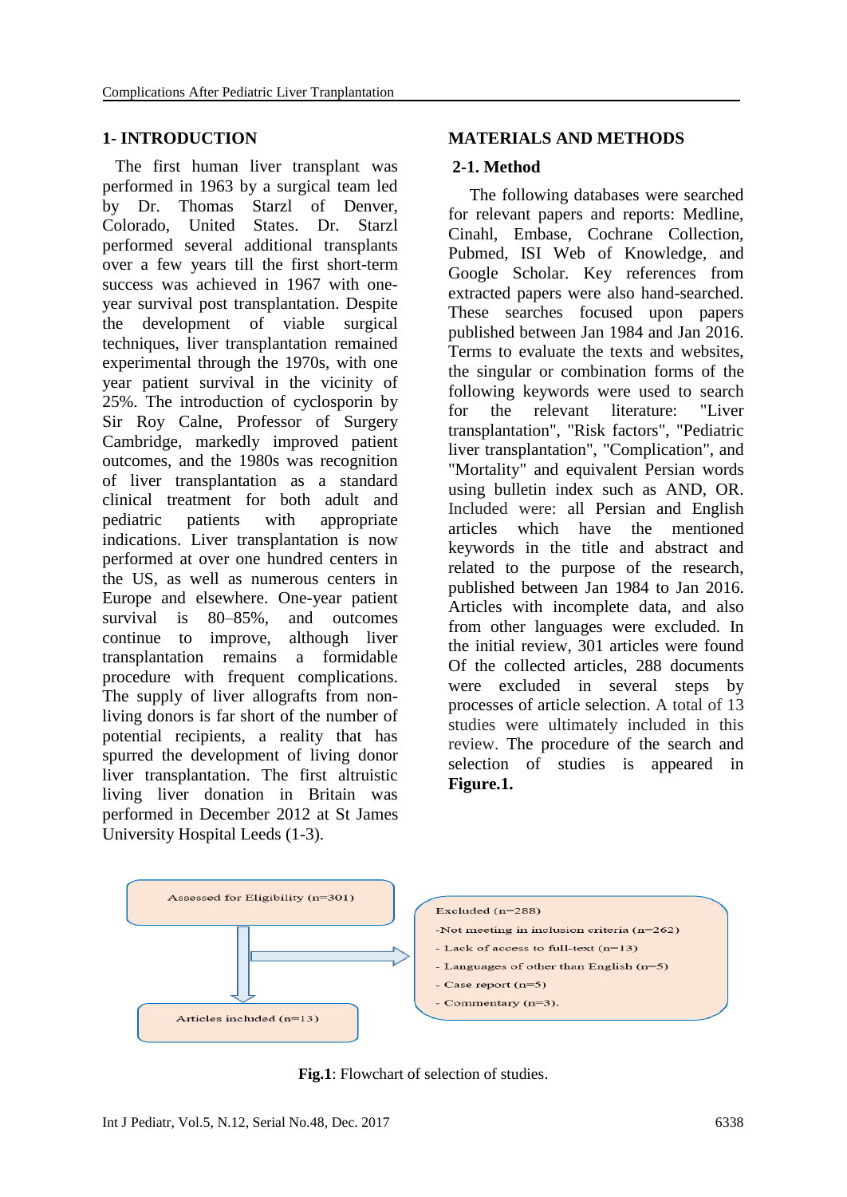## 1- INTRODUCTION

The first human liver transplant was performed in 1963 by a surgical team led by Dr. Thomas Starzl of Denver, Colorado, United States. Dr. Starzl performed several additional transplants over a few years till the first short-term success was achieved in 1967 with one-year survival post transplantation. Despite the development of viable surgical techniques, liver transplantation remained experimental through the 1970s, with one year patient survival in the vicinity of 25%. The introduction of cyclosporin by Sir Roy Calne, Professor of Surgery Cambridge, markedly improved patient outcomes, and the 1980s was recognition of liver transplantation as a standard clinical treatment for both adult and pediatric patients with appropriate indications. Liver transplantation is now performed at over one hundred centers in the US, as well as numerous centers in Europe and elsewhere. One-year patient survival is 80–85%, and outcomes continue to improve, although liver transplantation remains a formidable procedure with frequent complications. The supply of liver allografts from non-living donors is far short of the number of potential recipients, a reality that has spurred the development of living donor liver transplantation. The first altruistic living liver donation in Britain was performed in December 2012 at St James University Hospital Leeds (1-3).

## MATERIALS AND METHODS

### 2-1. Method

The following databases were searched for relevant papers and reports: Medline, Cinahl, Embase, Cochrane Collection, Pubmed, ISI Web of Knowledge, and Google Scholar. Key references from extracted papers were also hand-searched. These searches focused upon papers published between Jan 1984 and Jan 2016. Terms to evaluate the texts and websites, the singular or combination forms of the following keywords were used to search for the relevant literature: "Liver transplantation", "Risk factors", "Pediatric liver transplantation", "Complication", and "Mortality" and equivalent Persian words using bulletin index such as AND, OR. Included were: all Persian and English articles which have the mentioned keywords in the title and abstract and related to the purpose of the research, published between Jan 1984 to Jan 2016. Articles with incomplete data, and also from other languages were excluded. In the initial review, 301 articles were found Of the collected articles, 288 documents were excluded in several steps by processes of article selection. A total of 13 studies were ultimately included in this review. The procedure of the search and selection of studies is appeared in **Figure.1.**

Assessed for Eligibility (n=301)

Excluded (n=288)
- Not meeting in inclusion criteria (n=262)
- Lack of access to full-text (n=13)
- Languages of other than English (n=5)
- Case report (n=5)
- Commentary (n=3).

Articles included (n=13)

**Fig.1**: Flowchart of selection of studies.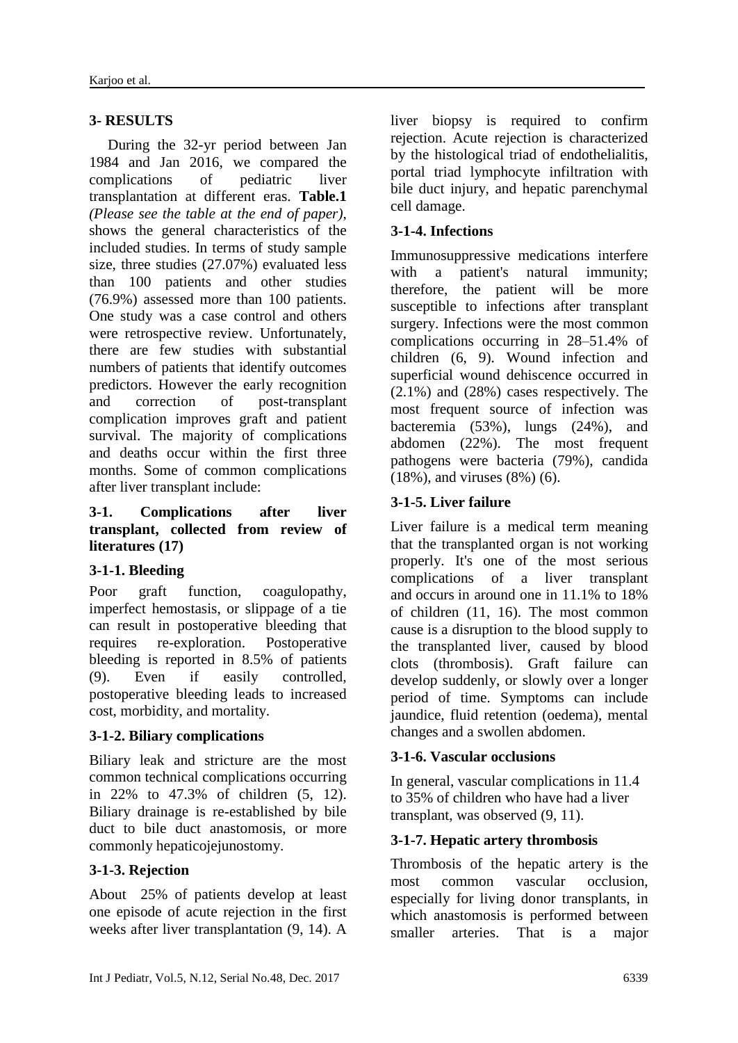## 3- RESULTS

During the 32-yr period between Jan 1984 and Jan 2016, we compared the complications of pediatric liver transplantation at different eras. **Table.1** *(Please see the table at the end of paper)*, shows the general characteristics of the included studies. In terms of study sample size, three studies (27.07%) evaluated less than 100 patients and other studies (76.9%) assessed more than 100 patients. One study was a case control and others were retrospective review. Unfortunately, there are few studies with substantial numbers of patients that identify outcomes predictors. However the early recognition and correction of post-transplant complication improves graft and patient survival. The majority of complications and deaths occur within the first three months. Some of common complications after liver transplant include:

### 3-1. Complications after liver transplant, collected from review of literatures (17)

#### 3-1-1. Bleeding

Poor graft function, coagulopathy, imperfect hemostasis, or slippage of a tie can result in postoperative bleeding that requires re-exploration. Postoperative bleeding is reported in 8.5% of patients (9). Even if easily controlled, postoperative bleeding leads to increased cost, morbidity, and mortality.

#### 3-1-2. Biliary complications

Biliary leak and stricture are the most common technical complications occurring in 22% to 47.3% of children (5, 12). Biliary drainage is re-established by bile duct to bile duct anastomosis, or more commonly hepaticojejunostomy.

#### 3-1-3. Rejection

About 25% of patients develop at least one episode of acute rejection in the first weeks after liver transplantation (9, 14). A liver biopsy is required to confirm rejection. Acute rejection is characterized by the histological triad of endothelialitis, portal triad lymphocyte infiltration with bile duct injury, and hepatic parenchymal cell damage.

#### 3-1-4. Infections

Immunosuppressive medications interfere with a patient's natural immunity; therefore, the patient will be more susceptible to infections after transplant surgery. Infections were the most common complications occurring in 28–51.4% of children (6, 9). Wound infection and superficial wound dehiscence occurred in (2.1%) and (28%) cases respectively. The most frequent source of infection was bacteremia (53%), lungs (24%), and abdomen (22%). The most frequent pathogens were bacteria (79%), candida (18%), and viruses (8%) (6).

#### 3-1-5. Liver failure

Liver failure is a medical term meaning that the transplanted organ is not working properly. It's one of the most serious complications of a liver transplant and occurs in around one in 11.1% to 18% of children (11, 16). The most common cause is a disruption to the blood supply to the transplanted liver, caused by blood clots (thrombosis). Graft failure can develop suddenly, or slowly over a longer period of time. Symptoms can include jaundice, fluid retention (oedema), mental changes and a swollen abdomen.

#### 3-1-6. Vascular occlusions

In general, vascular complications in 11.4 to 35% of children who have had a liver transplant, was observed (9, 11).

#### 3-1-7. Hepatic artery thrombosis

Thrombosis of the hepatic artery is the most common vascular occlusion, especially for living donor transplants, in which anastomosis is performed between smaller arteries. That is a major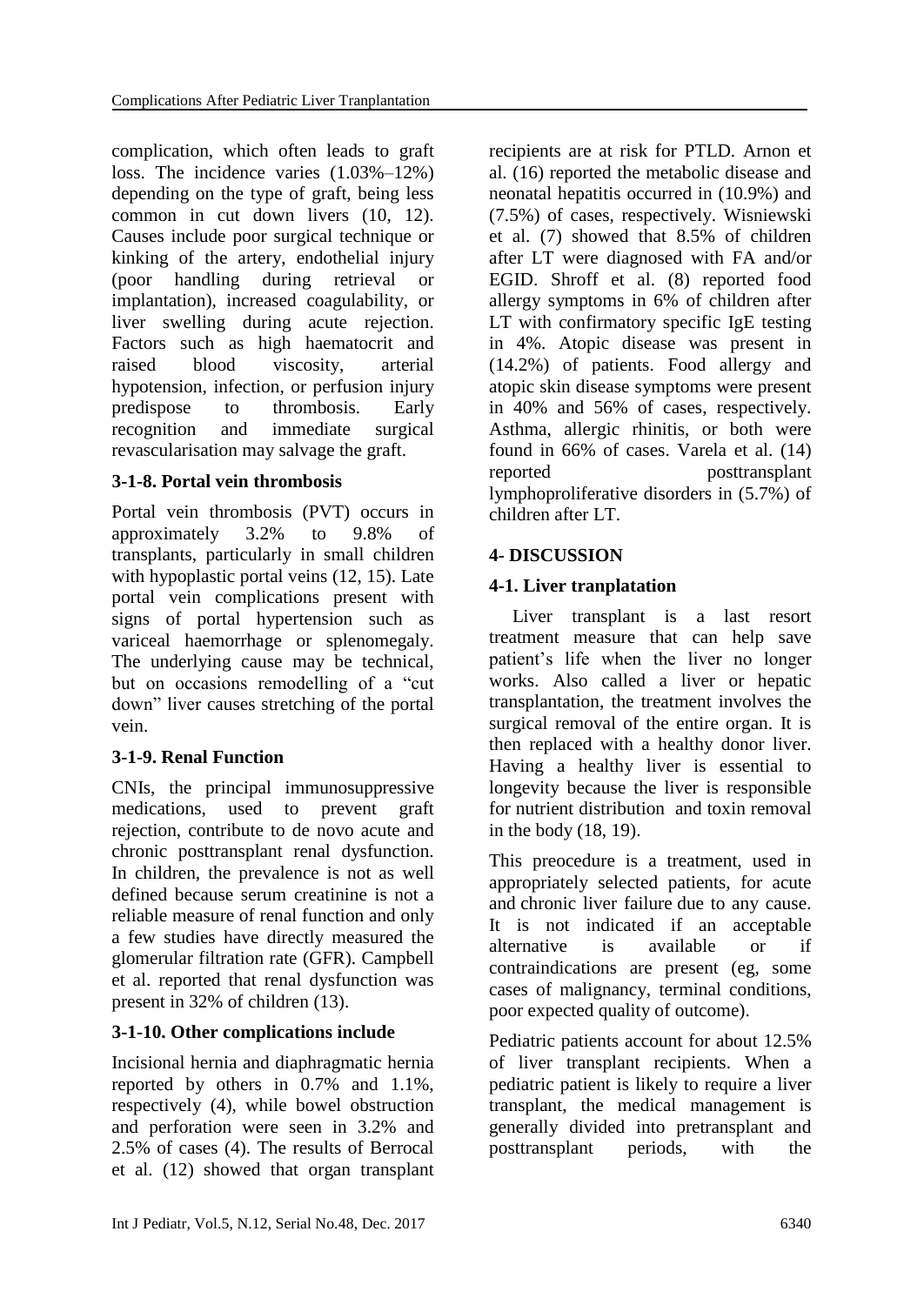complication, which often leads to graft loss. The incidence varies (1.03%–12%) depending on the type of graft, being less common in cut down livers (10, 12). Causes include poor surgical technique or kinking of the artery, endothelial injury (poor handling during retrieval or implantation), increased coagulability, or liver swelling during acute rejection. Factors such as high haematocrit and raised blood viscosity, arterial hypotension, infection, or perfusion injury predispose to thrombosis. Early recognition and immediate surgical revascularisation may salvage the graft.

### 3-1-8. Portal vein thrombosis

Portal vein thrombosis (PVT) occurs in approximately 3.2% to 9.8% of transplants, particularly in small children with hypoplastic portal veins (12, 15). Late portal vein complications present with signs of portal hypertension such as variceal haemorrhage or splenomegaly. The underlying cause may be technical, but on occasions remodelling of a "cut down" liver causes stretching of the portal vein.

### 3-1-9. Renal Function

CNIs, the principal immunosuppressive medications, used to prevent graft rejection, contribute to de novo acute and chronic posttransplant renal dysfunction. In children, the prevalence is not as well defined because serum creatinine is not a reliable measure of renal function and only a few studies have directly measured the glomerular filtration rate (GFR). Campbell et al. reported that renal dysfunction was present in 32% of children (13).

### 3-1-10. Other complications include

Incisional hernia and diaphragmatic hernia reported by others in 0.7% and 1.1%, respectively (4), while bowel obstruction and perforation were seen in 3.2% and 2.5% of cases (4). The results of Berrocal et al. (12) showed that organ transplant recipients are at risk for PTLD. Arnon et al. (16) reported the metabolic disease and neonatal hepatitis occurred in (10.9%) and (7.5%) of cases, respectively. Wisniewski et al. (7) showed that 8.5% of children after LT were diagnosed with FA and/or EGID. Shroff et al. (8) reported food allergy symptoms in 6% of children after LT with confirmatory specific IgE testing in 4%. Atopic disease was present in (14.2%) of patients. Food allergy and atopic skin disease symptoms were present in 40% and 56% of cases, respectively. Asthma, allergic rhinitis, or both were found in 66% of cases. Varela et al. (14) reported posttransplant lymphoproliferative disorders in (5.7%) of children after LT.

## 4- DISCUSSION

### 4-1. Liver tranplatation

Liver transplant is a last resort treatment measure that can help save patient's life when the liver no longer works. Also called a liver or hepatic transplantation, the treatment involves the surgical removal of the entire organ. It is then replaced with a healthy donor liver. Having a healthy liver is essential to longevity because the liver is responsible for nutrient distribution and toxin removal in the body (18, 19).

This preocedure is a treatment, used in appropriately selected patients, for acute and chronic liver failure due to any cause. It is not indicated if an acceptable alternative is available or if contraindications are present (eg, some cases of malignancy, terminal conditions, poor expected quality of outcome).

Pediatric patients account for about 12.5% of liver transplant recipients. When a pediatric patient is likely to require a liver transplant, the medical management is generally divided into pretransplant and posttransplant periods, with the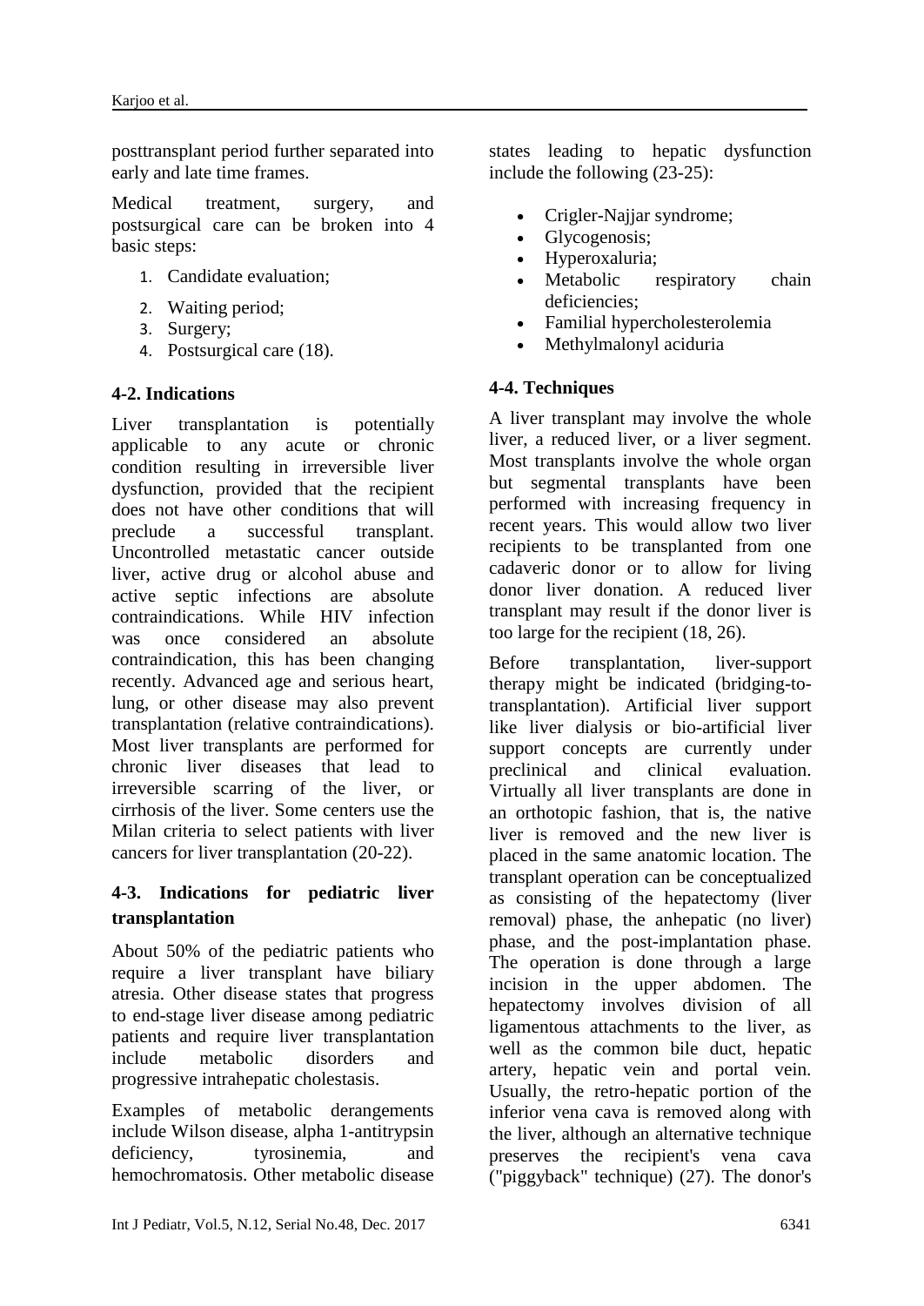posttransplant period further separated into early and late time frames.

Medical treatment, surgery, and postsurgical care can be broken into 4 basic steps:

1. Candidate evaluation;
2. Waiting period;
3. Surgery;
4. Postsurgical care (18).

### 4-2. Indications

Liver transplantation is potentially applicable to any acute or chronic condition resulting in irreversible liver dysfunction, provided that the recipient does not have other conditions that will preclude a successful transplant. Uncontrolled metastatic cancer outside liver, active drug or alcohol abuse and active septic infections are absolute contraindications. While HIV infection was once considered an absolute contraindication, this has been changing recently. Advanced age and serious heart, lung, or other disease may also prevent transplantation (relative contraindications). Most liver transplants are performed for chronic liver diseases that lead to irreversible scarring of the liver, or cirrhosis of the liver. Some centers use the Milan criteria to select patients with liver cancers for liver transplantation (20-22).

### 4-3. Indications for pediatric liver transplantation

About 50% of the pediatric patients who require a liver transplant have biliary atresia. Other disease states that progress to end-stage liver disease among pediatric patients and require liver transplantation include metabolic disorders and progressive intrahepatic cholestasis.

Examples of metabolic derangements include Wilson disease, alpha 1-antitrypsin deficiency, tyrosinemia, and hemochromatosis. Other metabolic disease states leading to hepatic dysfunction include the following (23-25):

- Crigler-Najjar syndrome;
- Glycogenosis;
- Hyperoxaluria;
- Metabolic respiratory chain deficiencies;
- Familial hypercholesterolemia
- Methylmalonyl aciduria

### 4-4. Techniques

A liver transplant may involve the whole liver, a reduced liver, or a liver segment. Most transplants involve the whole organ but segmental transplants have been performed with increasing frequency in recent years. This would allow two liver recipients to be transplanted from one cadaveric donor or to allow for living donor liver donation. A reduced liver transplant may result if the donor liver is too large for the recipient (18, 26).

Before transplantation, liver-support therapy might be indicated (bridging-to-transplantation). Artificial liver support like liver dialysis or bio-artificial liver support concepts are currently under preclinical and clinical evaluation. Virtually all liver transplants are done in an orthotopic fashion, that is, the native liver is removed and the new liver is placed in the same anatomic location. The transplant operation can be conceptualized as consisting of the hepatectomy (liver removal) phase, the anhepatic (no liver) phase, and the post-implantation phase. The operation is done through a large incision in the upper abdomen. The hepatectomy involves division of all ligamentous attachments to the liver, as well as the common bile duct, hepatic artery, hepatic vein and portal vein. Usually, the retro-hepatic portion of the inferior vena cava is removed along with the liver, although an alternative technique preserves the recipient's vena cava ("piggyback" technique) (27). The donor's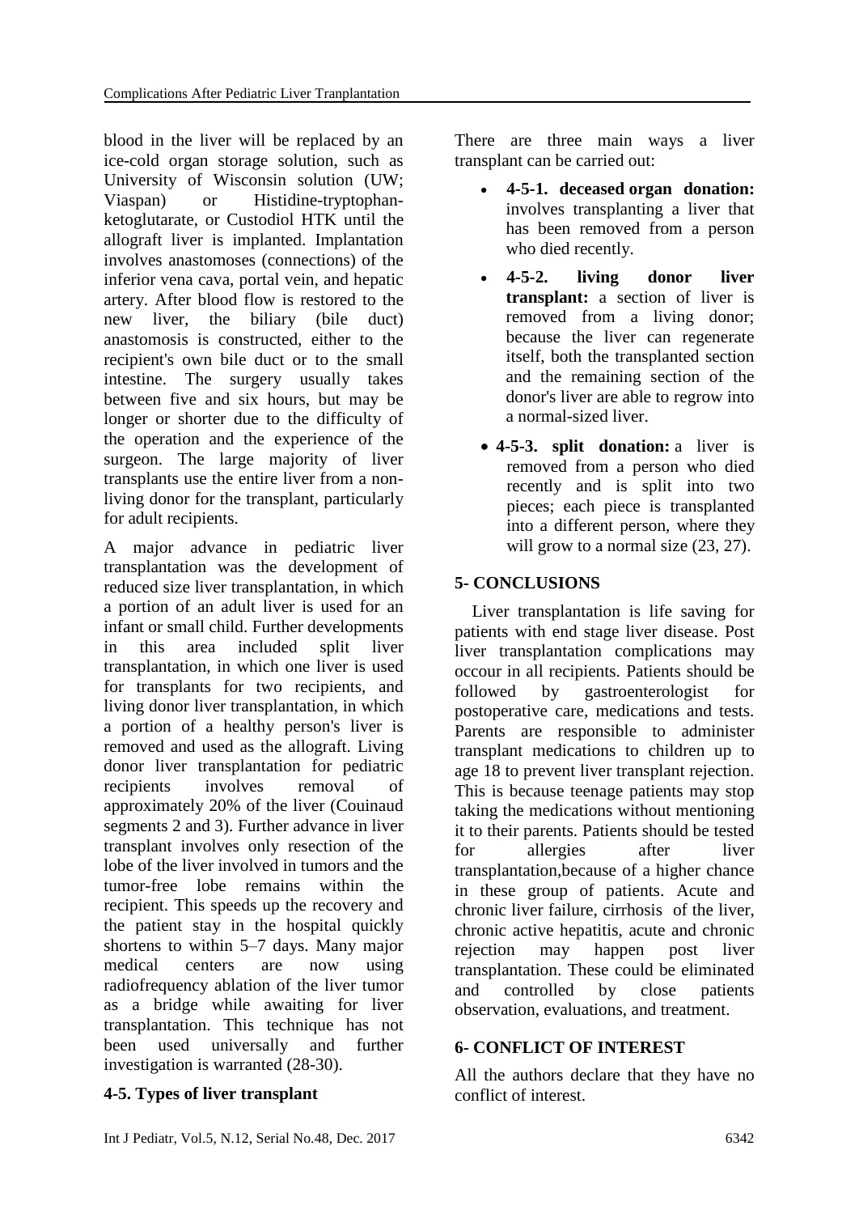blood in the liver will be replaced by an ice-cold organ storage solution, such as University of Wisconsin solution (UW; Viaspan) or Histidine-tryptophan-ketoglutarate, or Custodiol HTK until the allograft liver is implanted. Implantation involves anastomoses (connections) of the inferior vena cava, portal vein, and hepatic artery. After blood flow is restored to the new liver, the biliary (bile duct) anastomosis is constructed, either to the recipient's own bile duct or to the small intestine. The surgery usually takes between five and six hours, but may be longer or shorter due to the difficulty of the operation and the experience of the surgeon. The large majority of liver transplants use the entire liver from a non-living donor for the transplant, particularly for adult recipients.

A major advance in pediatric liver transplantation was the development of reduced size liver transplantation, in which a portion of an adult liver is used for an infant or small child. Further developments in this area included split liver transplantation, in which one liver is used for transplants for two recipients, and living donor liver transplantation, in which a portion of a healthy person's liver is removed and used as the allograft. Living donor liver transplantation for pediatric recipients involves removal of approximately 20% of the liver (Couinaud segments 2 and 3). Further advance in liver transplant involves only resection of the lobe of the liver involved in tumors and the tumor-free lobe remains within the recipient. This speeds up the recovery and the patient stay in the hospital quickly shortens to within 5–7 days. Many major medical centers are now using radiofrequency ablation of the liver tumor as a bridge while awaiting for liver transplantation. This technique has not been used universally and further investigation is warranted (28-30).

### 4-5. Types of liver transplant

There are three main ways a liver transplant can be carried out:

- **4-5-1. deceased organ donation:** involves transplanting a liver that has been removed from a person who died recently.
- **4-5-2. living donor liver transplant:** a section of liver is removed from a living donor; because the liver can regenerate itself, both the transplanted section and the remaining section of the donor's liver are able to regrow into a normal-sized liver.
- **4-5-3. split donation:** a liver is removed from a person who died recently and is split into two pieces; each piece is transplanted into a different person, where they will grow to a normal size (23, 27).

## 5- CONCLUSIONS

Liver transplantation is life saving for patients with end stage liver disease. Post liver transplantation complications may occour in all recipients. Patients should be followed by gastroenterologist for postoperative care, medications and tests. Parents are responsible to administer transplant medications to children up to age 18 to prevent liver transplant rejection. This is because teenage patients may stop taking the medications without mentioning it to their parents. Patients should be tested for allergies after liver transplantation,because of a higher chance in these group of patients. Acute and chronic liver failure, cirrhosis of the liver, chronic active hepatitis, acute and chronic rejection may happen post liver transplantation. These could be eliminated and controlled by close patients observation, evaluations, and treatment.

## 6- CONFLICT OF INTEREST

All the authors declare that they have no conflict of interest.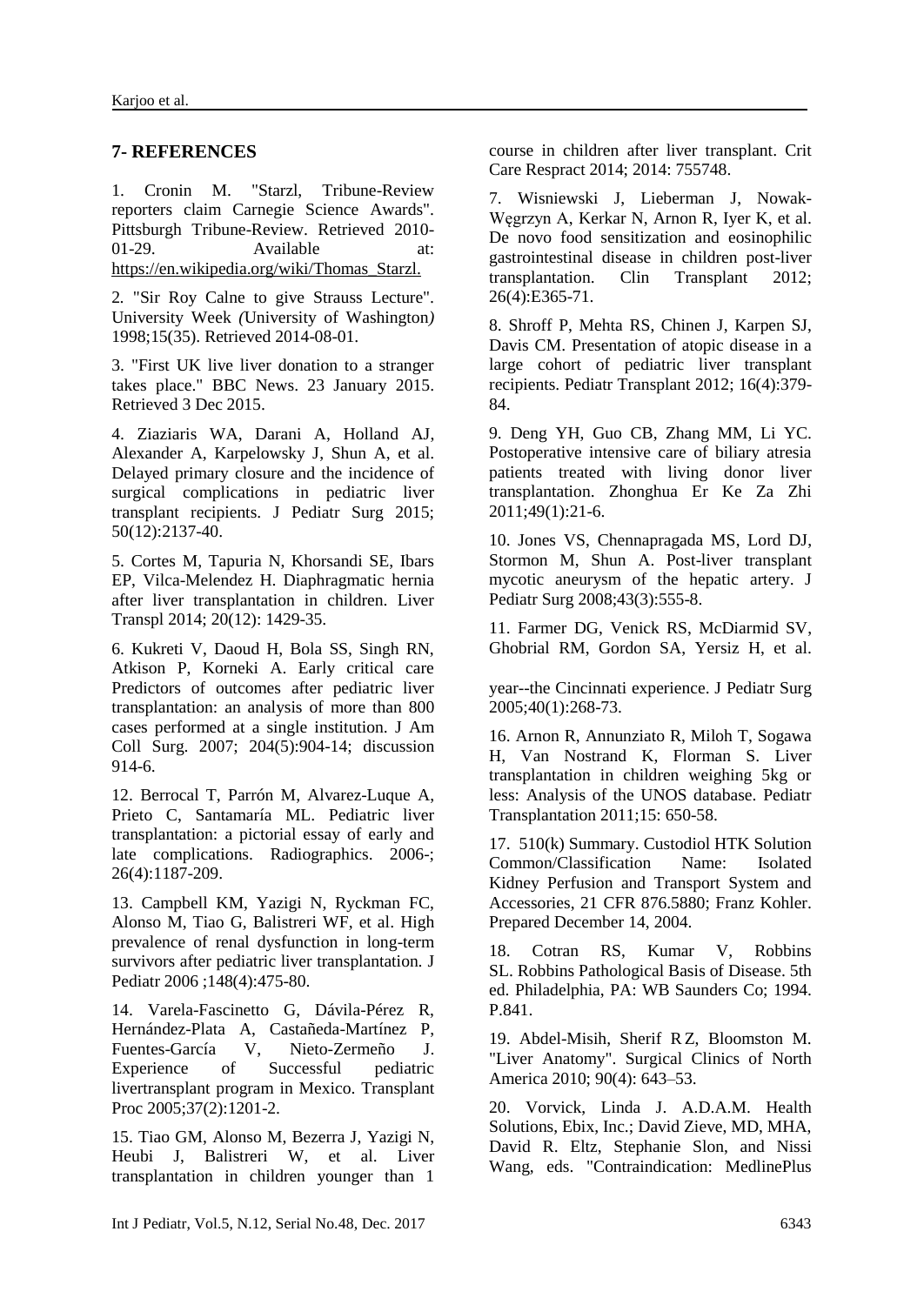## 7- REFERENCES

1. Cronin M. "Starzl, Tribune-Review reporters claim Carnegie Science Awards". Pittsburgh Tribune-Review. Retrieved 2010-01-29. Available at: https://en.wikipedia.org/wiki/Thomas_Starzl.

2. "Sir Roy Calne to give Strauss Lecture". University Week *(*University of Washington*)* 1998;15(35). Retrieved 2014-08-01.

3. "First UK live liver donation to a stranger takes place." BBC News. 23 January 2015. Retrieved 3 Dec 2015.

4. Ziaziaris WA, Darani A, Holland AJ, Alexander A, Karpelowsky J, Shun A, et al. Delayed primary closure and the incidence of surgical complications in pediatric liver transplant recipients. J Pediatr Surg 2015; 50(12):2137-40.

5. Cortes M, Tapuria N, Khorsandi SE, Ibars EP, Vilca-Melendez H. Diaphragmatic hernia after liver transplantation in children. Liver Transpl 2014; 20(12): 1429-35.

6. Kukreti V, Daoud H, Bola SS, Singh RN, Atkison P, Korneki A. Early critical care course in children after liver transplant. Crit Care Respract 2014; 2014: 755748.

7. Wisniewski J, Lieberman J, Nowak-Węgrzyn A, Kerkar N, Arnon R, Iyer K, et al. De novo food sensitization and eosinophilic gastrointestinal disease in children post-liver transplantation. Clin Transplant 2012; 26(4):E365-71.

8. Shroff P, Mehta RS, Chinen J, Karpen SJ, Davis CM. Presentation of atopic disease in a large cohort of pediatric liver transplant recipients. Pediatr Transplant 2012; 16(4):379-84.

9. Deng YH, Guo CB, Zhang MM, Li YC. Postoperative intensive care of biliary atresia patients treated with living donor liver transplantation. Zhonghua Er Ke Za Zhi 2011;49(1):21-6.

10. Jones VS, Chennapragada MS, Lord DJ, Stormon M, Shun A. Post-liver transplant mycotic aneurysm of the hepatic artery. J Pediatr Surg 2008;43(3):555-8.

11. Farmer DG, Venick RS, McDiarmid SV, Ghobrial RM, Gordon SA, Yersiz H, et al. Predictors of outcomes after pediatric liver transplantation: an analysis of more than 800 cases performed at a single institution. J Am Coll Surg. 2007; 204(5):904-14; discussion 914-6.

12. Berrocal T, Parrón M, Alvarez-Luque A, Prieto C, Santamaría ML. Pediatric liver transplantation: a pictorial essay of early and late complications. Radiographics. 2006-; 26(4):1187-209.

13. Campbell KM, Yazigi N, Ryckman FC, Alonso M, Tiao G, Balistreri WF, et al. High prevalence of renal dysfunction in long-term survivors after pediatric liver transplantation. J Pediatr 2006 ;148(4):475-80.

14. Varela-Fascinetto G, Dávila-Pérez R, Hernández-Plata A, Castañeda-Martínez P, Fuentes-García V, Nieto-Zermeño J. Experience of Successful pediatric livertransplant program in Mexico. Transplant Proc 2005;37(2):1201-2.

15. Tiao GM, Alonso M, Bezerra J, Yazigi N, Heubi J, Balistreri W, et al. Liver transplantation in children younger than 1 year--the Cincinnati experience. J Pediatr Surg 2005;40(1):268-73.

16. Arnon R, Annunziato R, Miloh T, Sogawa H, Van Nostrand K, Florman S. Liver transplantation in children weighing 5kg or less: Analysis of the UNOS database. Pediatr Transplantation 2011;15: 650-58.

17. 510(k) Summary. Custodiol HTK Solution Common/Classification Name: Isolated Kidney Perfusion and Transport System and Accessories, 21 CFR 876.5880; Franz Kohler. Prepared December 14, 2004.

18. Cotran RS, Kumar V, Robbins SL. Robbins Pathological Basis of Disease. 5th ed. Philadelphia, PA: WB Saunders Co; 1994. P.841.

19. Abdel-Misih, Sherif R Z, Bloomston M. "Liver Anatomy". Surgical Clinics of North America 2010; 90(4): 643–53.

20. Vorvick, Linda J. A.D.A.M. Health Solutions, Ebix, Inc.; David Zieve, MD, MHA, David R. Eltz, Stephanie Slon, and Nissi Wang, eds. "Contraindication: MedlinePlus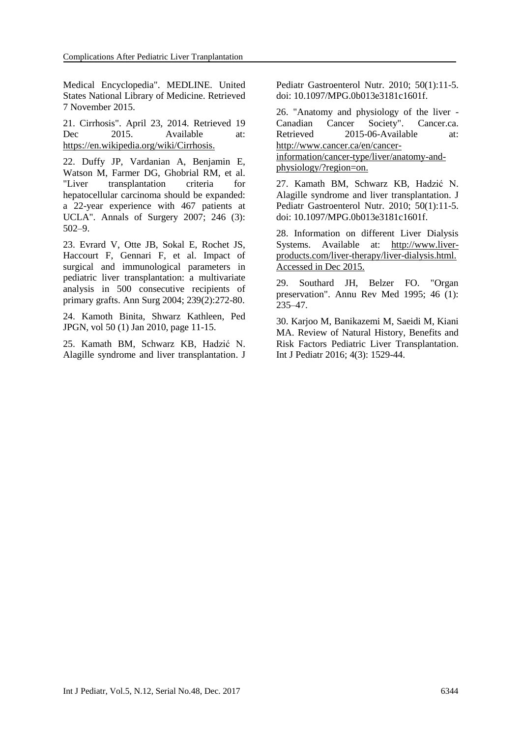Medical Encyclopedia". MEDLINE. United States National Library of Medicine. Retrieved 7 November 2015.

21. Cirrhosis". April 23, 2014. Retrieved 19 Dec 2015. Available at: https://en.wikipedia.org/wiki/Cirrhosis.

22. Duffy JP, Vardanian A, Benjamin E, Watson M, Farmer DG, Ghobrial RM, et al. "Liver transplantation criteria for hepatocellular carcinoma should be expanded: a 22-year experience with 467 patients at UCLA". Annals of Surgery 2007; 246 (3): 502–9.

23. Evrard V, Otte JB, Sokal E, Rochet JS, Haccourt F, Gennari F, et al. Impact of surgical and immunological parameters in pediatric liver transplantation: a multivariate analysis in 500 consecutive recipients of primary grafts. Ann Surg 2004; 239(2):272-80.

24. Kamoth Binita, Shwarz Kathleen, Ped JPGN, vol 50 (1) Jan 2010, page 11-15.

25. Kamath BM, Schwarz KB, Hadzić N. Alagille syndrome and liver transplantation. J Pediatr Gastroenterol Nutr. 2010; 50(1):11-5. doi: 10.1097/MPG.0b013e3181c1601f.

26. "Anatomy and physiology of the liver - Canadian Cancer Society". Cancer.ca. Retrieved 2015-06-Available at: http://www.cancer.ca/en/cancer-information/cancer-type/liver/anatomy-and-physiology/?region=on.

27. Kamath BM, Schwarz KB, Hadzić N. Alagille syndrome and liver transplantation. J Pediatr Gastroenterol Nutr. 2010; 50(1):11-5. doi: 10.1097/MPG.0b013e3181c1601f.

28. Information on different Liver Dialysis Systems. Available at: http://www.liver-products.com/liver-therapy/liver-dialysis.html. Accessed in Dec 2015.

29. Southard JH, Belzer FO. "Organ preservation". Annu Rev Med 1995; 46 (1): 235–47.

30. Karjoo M, Banikazemi M, Saeidi M, Kiani MA. Review of Natural History, Benefits and Risk Factors Pediatric Liver Transplantation. Int J Pediatr 2016; 4(3): 1529-44.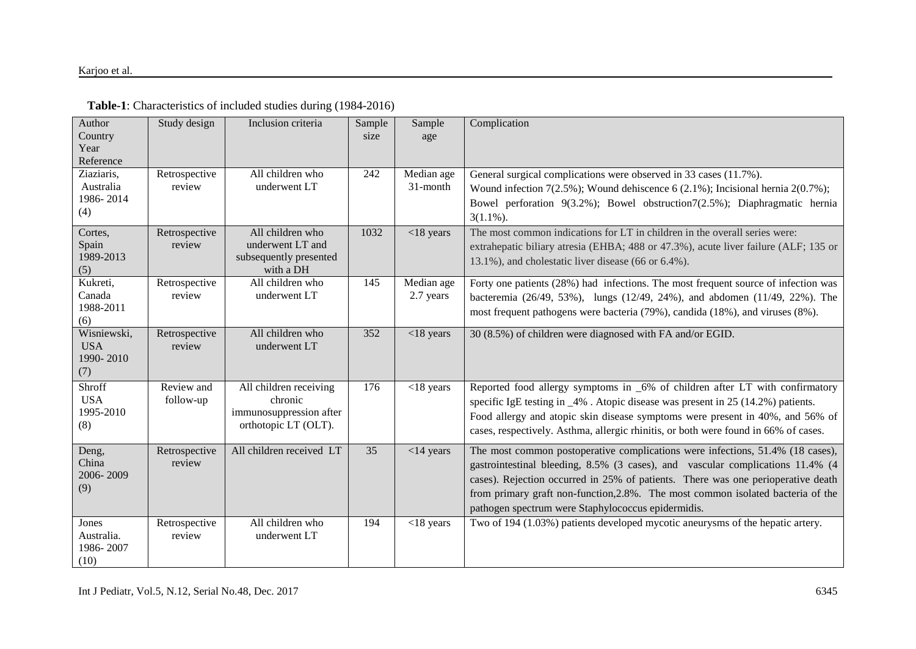**Table-1**: Characteristics of included studies during (1984-2016)

| Author Country Year Reference | Study design | Inclusion criteria | Sample size | Sample age | Complication |
|---|---|---|---|---|---|
| Ziaziaris, Australia 1986- 2014 (4) | Retrospective review | All children who underwent LT | 242 | Median age 31-month | General surgical complications were observed in 33 cases (11.7%). Wound infection 7(2.5%); Wound dehiscence 6 (2.1%); Incisional hernia 2(0.7%); Bowel perforation 9(3.2%); Bowel obstruction7(2.5%); Diaphragmatic hernia 3(1.1%). |
| Cortes, Spain 1989-2013 (5) | Retrospective review | All children who underwent LT and subsequently presented with a DH | 1032 | <18 years | The most common indications for LT in children in the overall series were: extrahepatic biliary atresia (EHBA; 488 or 47.3%), acute liver failure (ALF; 135 or 13.1%), and cholestatic liver disease (66 or 6.4%). |
| Kukreti, Canada 1988-2011 (6) | Retrospective review | All children who underwent LT | 145 | Median age 2.7 years | Forty one patients (28%) had infections. The most frequent source of infection was bacteremia (26/49, 53%), lungs (12/49, 24%), and abdomen (11/49, 22%). The most frequent pathogens were bacteria (79%), candida (18%), and viruses (8%). |
| Wisniewski, USA 1990- 2010 (7) | Retrospective review | All children who underwent LT | 352 | <18 years | 30 (8.5%) of children were diagnosed with FA and/or EGID. |
| Shroff USA 1995-2010 (8) | Review and follow-up | All children receiving chronic immunosuppression after orthotopic LT (OLT). | 176 | <18 years | Reported food allergy symptoms in _6% of children after LT with confirmatory specific IgE testing in _4% . Atopic disease was present in 25 (14.2%) patients. Food allergy and atopic skin disease symptoms were present in 40%, and 56% of cases, respectively. Asthma, allergic rhinitis, or both were found in 66% of cases. |
| Deng, China 2006- 2009 (9) | Retrospective review | All children received LT | 35 | <14 years | The most common postoperative complications were infections, 51.4% (18 cases), gastrointestinal bleeding, 8.5% (3 cases), and vascular complications 11.4% (4 cases). Rejection occurred in 25% of patients. There was one perioperative death from primary graft non-function,2.8%. The most common isolated bacteria of the pathogen spectrum were Staphylococcus epidermidis. |
| Jones Australia. 1986- 2007 (10) | Retrospective review | All children who underwent LT | 194 | <18 years | Two of 194 (1.03%) patients developed mycotic aneurysms of the hepatic artery. |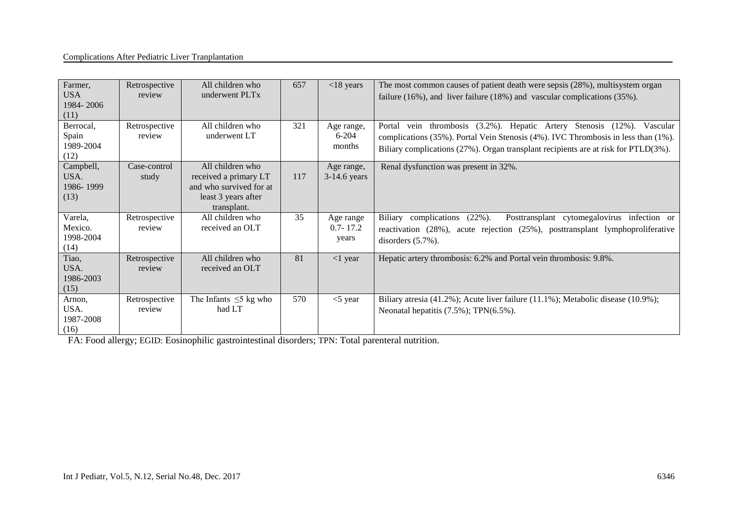| | | | | | |
|---|---|---|---|---|---|
| Farmer, USA 1984- 2006 (11) | Retrospective review | All children who underwent PLTx | 657 | <18 years | The most common causes of patient death were sepsis (28%), multisystem organ failure (16%), and liver failure (18%) and vascular complications (35%). |
| Berrocal, Spain 1989-2004 (12) | Retrospective review | All children who underwent LT | 321 | Age range, 6-204 months | Portal vein thrombosis (3.2%). Hepatic Artery Stenosis (12%). Vascular complications (35%). Portal Vein Stenosis (4%). IVC Thrombosis in less than (1%). Biliary complications (27%). Organ transplant recipients are at risk for PTLD(3%). |
| Campbell, USA. 1986- 1999 (13) | Case-control study | All children who received a primary LT and who survived for at least 3 years after transplant. | 117 | Age range, 3-14.6 years | Renal dysfunction was present in 32%. |
| Varela, Mexico. 1998-2004 (14) | Retrospective review | All children who received an OLT | 35 | Age range 0.7- 17.2 years | Biliary complications (22%). Posttransplant cytomegalovirus infection or reactivation (28%), acute rejection (25%), posttransplant lymphoproliferative disorders (5.7%). |
| Tiao, USA. 1986-2003 (15) | Retrospective review | All children who received an OLT | 81 | <1 year | Hepatic artery thrombosis: 6.2% and Portal vein thrombosis: 9.8%. |
| Arnon, USA. 1987-2008 (16) | Retrospective review | The Infants ≤5 kg who had LT | 570 | <5 year | Biliary atresia (41.2%); Acute liver failure (11.1%); Metabolic disease (10.9%); Neonatal hepatitis (7.5%); TPN(6.5%). |

FA: Food allergy; EGID: Eosinophilic gastrointestinal disorders; TPN: Total parenteral nutrition.